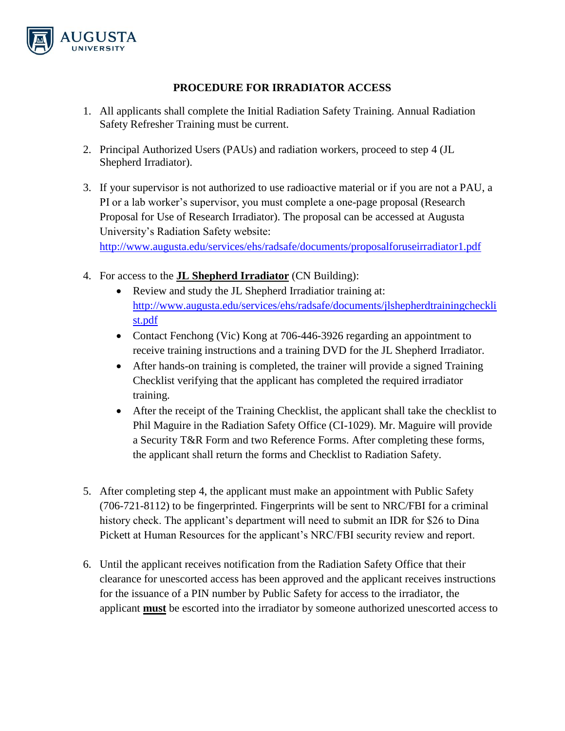# PROCEDURE FOR IRRADIATOR ACCESS

1. All applicants shall complete the Initial Radiation Safety Training. Annual Radiation Safety Refresher Training must be current.

2. Principal Authorized Users (PAUs) and radiation workers, proceed to step 4 (JL Shepherd Irradiator).

3. If your supervisor is not authorized to use radioactive material or if you are not a PAU, a PI or a lab worker's supervisor, you must complete a one-page proposal (Research Proposal for Use of Research Irradiator). The proposal can be accessed at Augusta University's Radiation Safety website: http://www.augusta.edu/services/ehs/radsafe/documents/proposalforuseirradiator1.pdf

4. For access to the **JL Shepherd Irradiator** (CN Building):
   - Review and study the JL Shepherd Irradiatior training at: http://www.augusta.edu/services/ehs/radsafe/documents/jlshepherdtrainingchecklist.pdf
   - Contact Fenchong (Vic) Kong at 706-446-3926 regarding an appointment to receive training instructions and a training DVD for the JL Shepherd Irradiator.
   - After hands-on training is completed, the trainer will provide a signed Training Checklist verifying that the applicant has completed the required irradiator training.
   - After the receipt of the Training Checklist, the applicant shall take the checklist to Phil Maguire in the Radiation Safety Office (CI-1029). Mr. Maguire will provide a Security T&R Form and two Reference Forms. After completing these forms, the applicant shall return the forms and Checklist to Radiation Safety.

5. After completing step 4, the applicant must make an appointment with Public Safety (706-721-8112) to be fingerprinted. Fingerprints will be sent to NRC/FBI for a criminal history check. The applicant's department will need to submit an IDR for $26 to Dina Pickett at Human Resources for the applicant's NRC/FBI security review and report.

6. Until the applicant receives notification from the Radiation Safety Office that their clearance for unescorted access has been approved and the applicant receives instructions for the issuance of a PIN number by Public Safety for access to the irradiator, the applicant **must** be escorted into the irradiator by someone authorized unescorted access to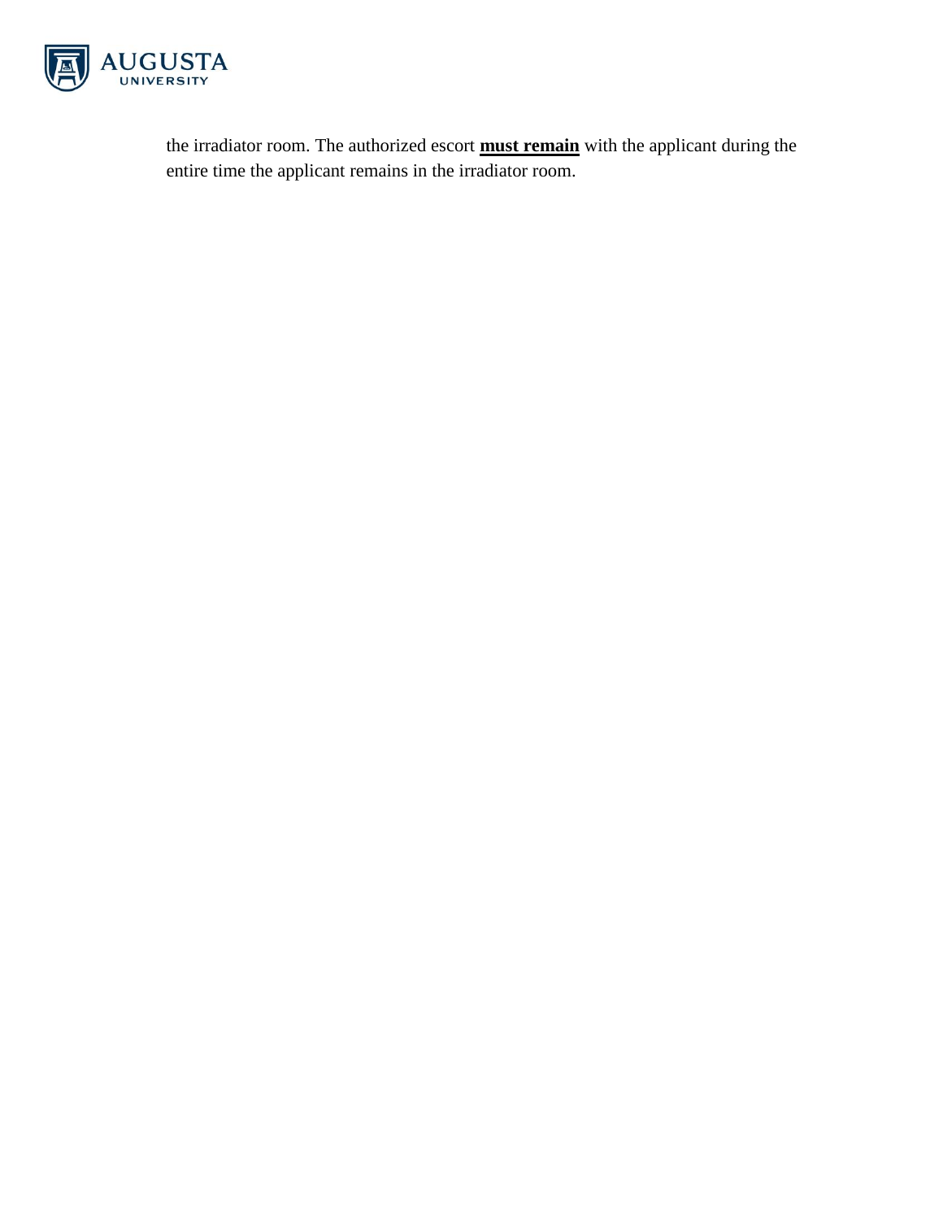the irradiator room. The authorized escort **<u>must remain</u>** with the applicant during the entire time the applicant remains in the irradiator room.